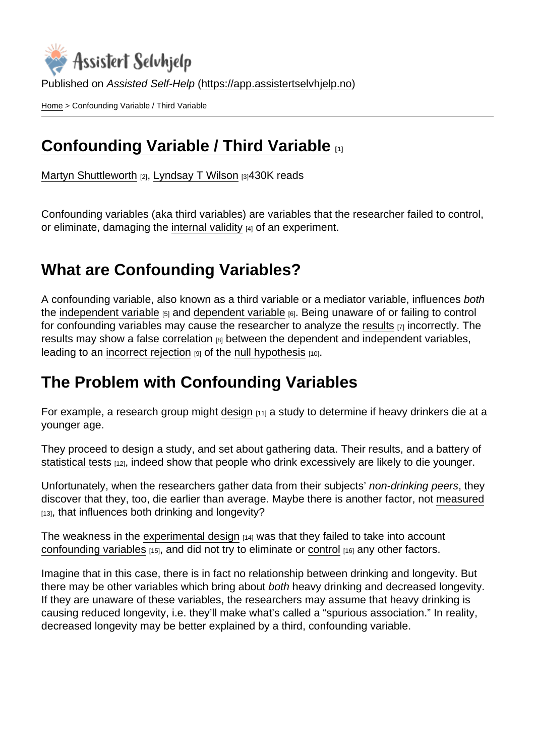Published on *Assisted Self-Help* (https://app.assistertselvhjelp.no)

Home > Confounding Variable / Third Variable

# Confounding Variable / Third Variable [1]

Martyn Shuttleworth [2], Lyndsay T Wilson [3]430K reads

Confounding variables (aka third variables) are variables that the researcher failed to control, or eliminate, damaging the internal validity [4] of an experiment.

## What are Confounding Variables?

A confounding variable, also known as a third variable or a mediator variable, influences *both* the independent variable [5] and dependent variable [6]. Being unaware of or failing to control for confounding variables may cause the researcher to analyze the results [7] incorrectly. The results may show a false correlation [8] between the dependent and independent variables, leading to an incorrect rejection [9] of the null hypothesis [10].

## The Problem with Confounding Variables

For example, a research group might design [11] a study to determine if heavy drinkers die at a younger age.

They proceed to design a study, and set about gathering data. Their results, and a battery of statistical tests [12], indeed show that people who drink excessively are likely to die younger.

Unfortunately, when the researchers gather data from their subjects' *non-drinking peers*, they discover that they, too, die earlier than average. Maybe there is another factor, not measured [13], that influences both drinking and longevity?

The weakness in the experimental design [14] was that they failed to take into account confounding variables [15], and did not try to eliminate or control [16] any other factors.

Imagine that in this case, there is in fact no relationship between drinking and longevity. But there may be other variables which bring about *both* heavy drinking and decreased longevity. If they are unaware of these variables, the researchers may assume that heavy drinking is causing reduced longevity, i.e. they'll make what's called a "spurious association." In reality, decreased longevity may be better explained by a third, confounding variable.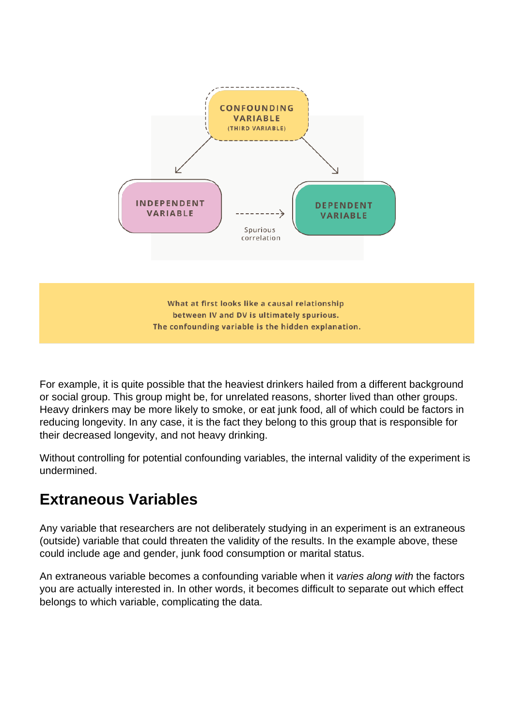What at first looks like a causal relationship between IV and DV is ultimately spurious. The confounding variable is the hidden explanation.

For example, it is quite possible that the heaviest drinkers hailed from a different background or social group. This group might be, for unrelated reasons, shorter lived than other groups. Heavy drinkers may be more likely to smoke, or eat junk food, all of which could be factors in reducing longevity. In any case, it is the fact they belong to this group that is responsible for their decreased longevity, and not heavy drinking.

Without controlling for potential confounding variables, the internal validity of the experiment is undermined.

## Extraneous Variables

Any variable that researchers are not deliberately studying in an experiment is an extraneous (outside) variable that could threaten the validity of the results. In the example above, these could include age and gender, junk food consumption or marital status.

An extraneous variable becomes a confounding variable when it *varies along with* the factors you are actually interested in. In other words, it becomes difficult to separate out which effect belongs to which variable, complicating the data.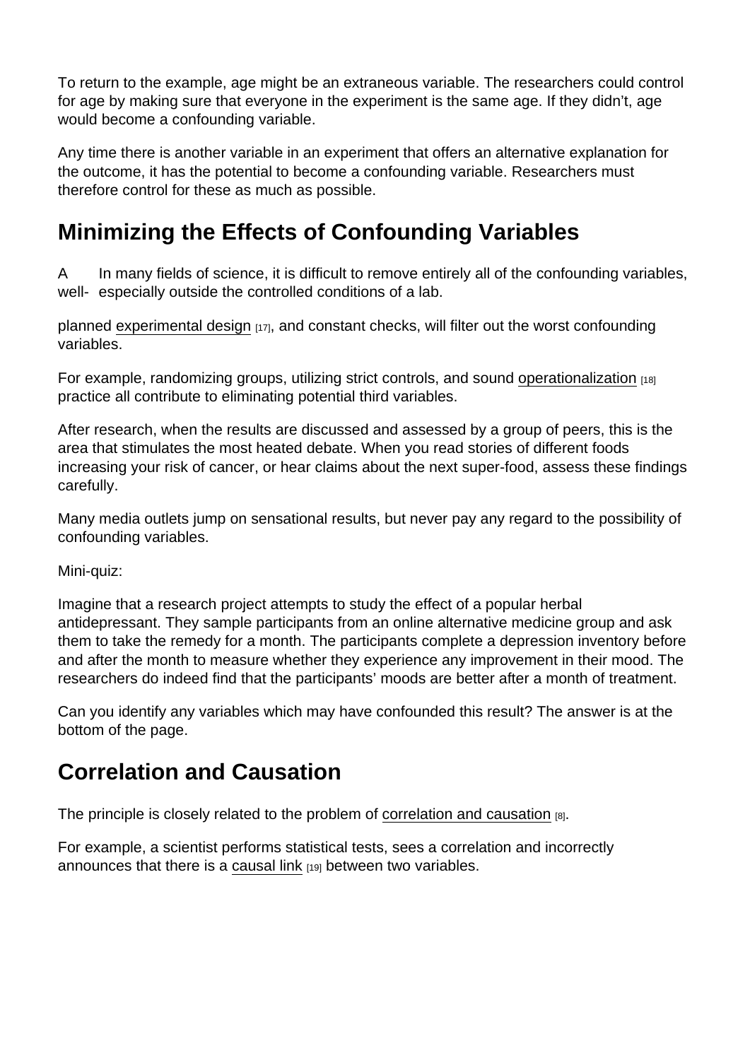To return to the example, age might be an extraneous variable. The researchers could control for age by making sure that everyone in the experiment is the same age. If they didn't, age would become a confounding variable.

Any time there is another variable in an experiment that offers an alternative explanation for the outcome, it has the potential to become a confounding variable. Researchers must therefore control for these as much as possible.

## Minimizing the Effects of Confounding Variables

In many fields of science, it is difficult to remove entirely all of the confounding variables, especially outside the controlled conditions of a lab.

A well-planned experimental design [17], and constant checks, will filter out the worst confounding variables.

For example, randomizing groups, utilizing strict controls, and sound operationalization [18] practice all contribute to eliminating potential third variables.

After research, when the results are discussed and assessed by a group of peers, this is the area that stimulates the most heated debate. When you read stories of different foods increasing your risk of cancer, or hear claims about the next super-food, assess these findings carefully.

Many media outlets jump on sensational results, but never pay any regard to the possibility of confounding variables.

Mini-quiz:

Imagine that a research project attempts to study the effect of a popular herbal antidepressant. They sample participants from an online alternative medicine group and ask them to take the remedy for a month. The participants complete a depression inventory before and after the month to measure whether they experience any improvement in their mood. The researchers do indeed find that the participants' moods are better after a month of treatment.

Can you identify any variables which may have confounded this result? The answer is at the bottom of the page.

## Correlation and Causation

The principle is closely related to the problem of correlation and causation [8].

For example, a scientist performs statistical tests, sees a correlation and incorrectly announces that there is a causal link [19] between two variables.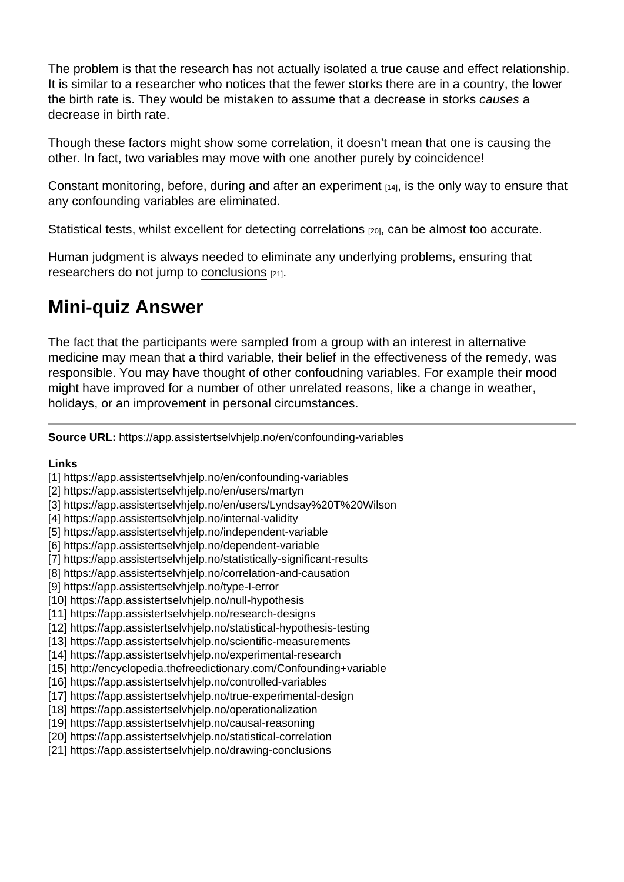The problem is that the research has not actually isolated a true cause and effect relationship. It is similar to a researcher who notices that the fewer storks there are in a country, the lower the birth rate is. They would be mistaken to assume that a decrease in storks *causes* a decrease in birth rate.

Though these factors might show some correlation, it doesn't mean that one is causing the other. In fact, two variables may move with one another purely by coincidence!

Constant monitoring, before, during and after an experiment [14], is the only way to ensure that any confounding variables are eliminated.

Statistical tests, whilst excellent for detecting correlations [20], can be almost too accurate.

Human judgment is always needed to eliminate any underlying problems, ensuring that researchers do not jump to conclusions [21].

## Mini-quiz Answer

The fact that the participants were sampled from a group with an interest in alternative medicine may mean that a third variable, their belief in the effectiveness of the remedy, was responsible. You may have thought of other confoudning variables. For example their mood might have improved for a number of other unrelated reasons, like a change in weather, holidays, or an improvement in personal circumstances.

---

**Source URL:** https://app.assistertselvhjelp.no/en/confounding-variables

**Links**
[1] https://app.assistertselvhjelp.no/en/confounding-variables
[2] https://app.assistertselvhjelp.no/en/users/martyn
[3] https://app.assistertselvhjelp.no/en/users/Lyndsay%20T%20Wilson
[4] https://app.assistertselvhjelp.no/internal-validity
[5] https://app.assistertselvhjelp.no/independent-variable
[6] https://app.assistertselvhjelp.no/dependent-variable
[7] https://app.assistertselvhjelp.no/statistically-significant-results
[8] https://app.assistertselvhjelp.no/correlation-and-causation
[9] https://app.assistertselvhjelp.no/type-I-error
[10] https://app.assistertselvhjelp.no/null-hypothesis
[11] https://app.assistertselvhjelp.no/research-designs
[12] https://app.assistertselvhjelp.no/statistical-hypothesis-testing
[13] https://app.assistertselvhjelp.no/scientific-measurements
[14] https://app.assistertselvhjelp.no/experimental-research
[15] http://encyclopedia.thefreedictionary.com/Confounding+variable
[16] https://app.assistertselvhjelp.no/controlled-variables
[17] https://app.assistertselvhjelp.no/true-experimental-design
[18] https://app.assistertselvhjelp.no/operationalization
[19] https://app.assistertselvhjelp.no/causal-reasoning
[20] https://app.assistertselvhjelp.no/statistical-correlation
[21] https://app.assistertselvhjelp.no/drawing-conclusions